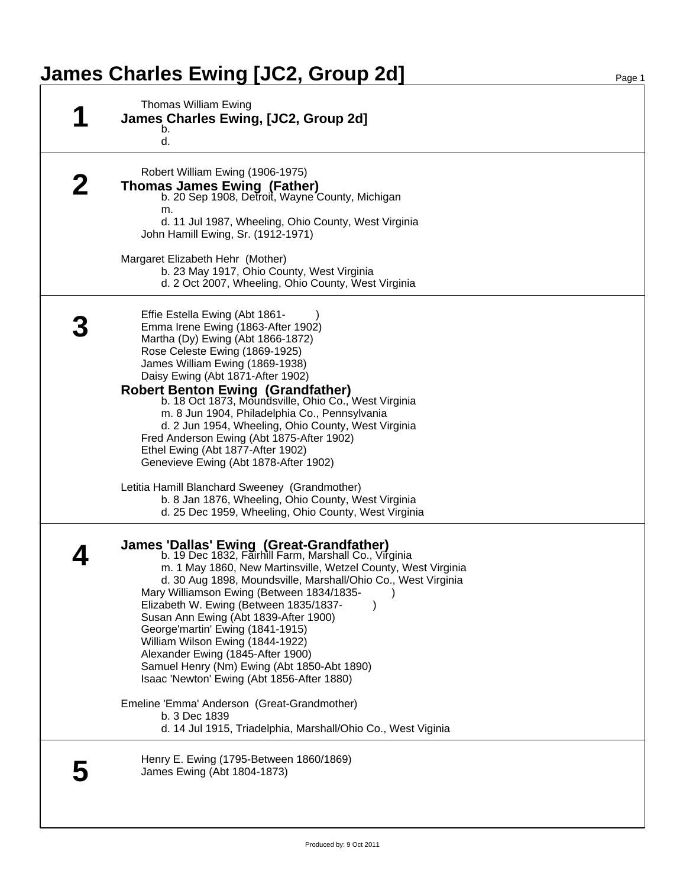# James Charles Ewing [JC2, Group 2d]

## 1

Thomas William Ewing

**James Charles Ewing, [JC2, Group 2d]**

b.

d.

## 2

Robert William Ewing (1906-1975)

**Thomas James Ewing (Father)**

b. 20 Sep 1908, Detroit, Wayne County, Michigan

m.

d. 11 Jul 1987, Wheeling, Ohio County, West Virginia

John Hamill Ewing, Sr. (1912-1971)

Margaret Elizabeth Hehr (Mother)

b. 23 May 1917, Ohio County, West Virginia

d. 2 Oct 2007, Wheeling, Ohio County, West Virginia

## 3

Effie Estella Ewing (Abt 1861- )

Emma Irene Ewing (1863-After 1902)

Martha (Dy) Ewing (Abt 1866-1872)

Rose Celeste Ewing (1869-1925)

James William Ewing (1869-1938)

Daisy Ewing (Abt 1871-After 1902)

**Robert Benton Ewing (Grandfather)**

b. 18 Oct 1873, Moundsville, Ohio Co., West Virginia

m. 8 Jun 1904, Philadelphia Co., Pennsylvania

d. 2 Jun 1954, Wheeling, Ohio County, West Virginia

Fred Anderson Ewing (Abt 1875-After 1902)

Ethel Ewing (Abt 1877-After 1902)

Genevieve Ewing (Abt 1878-After 1902)

Letitia Hamill Blanchard Sweeney (Grandmother)

b. 8 Jan 1876, Wheeling, Ohio County, West Virginia

d. 25 Dec 1959, Wheeling, Ohio County, West Virginia

## 4

**James 'Dallas' Ewing (Great-Grandfather)**

b. 19 Dec 1832, Fairhill Farm, Marshall Co., Virginia

m. 1 May 1860, New Martinsville, Wetzel County, West Virginia

d. 30 Aug 1898, Moundsville, Marshall/Ohio Co., West Virginia

Mary Williamson Ewing (Between 1834/1835- )

Elizabeth W. Ewing (Between 1835/1837- )

Susan Ann Ewing (Abt 1839-After 1900)

George'martin' Ewing (1841-1915)

William Wilson Ewing (1844-1922)

Alexander Ewing (1845-After 1900)

Samuel Henry (Nm) Ewing (Abt 1850-Abt 1890)

Isaac 'Newton' Ewing (Abt 1856-After 1880)

Emeline 'Emma' Anderson (Great-Grandmother)

b. 3 Dec 1839

d. 14 Jul 1915, Triadelphia, Marshall/Ohio Co., West Viginia

## 5

Henry E. Ewing (1795-Between 1860/1869)

James Ewing (Abt 1804-1873)

Produced by: 9 Oct 2011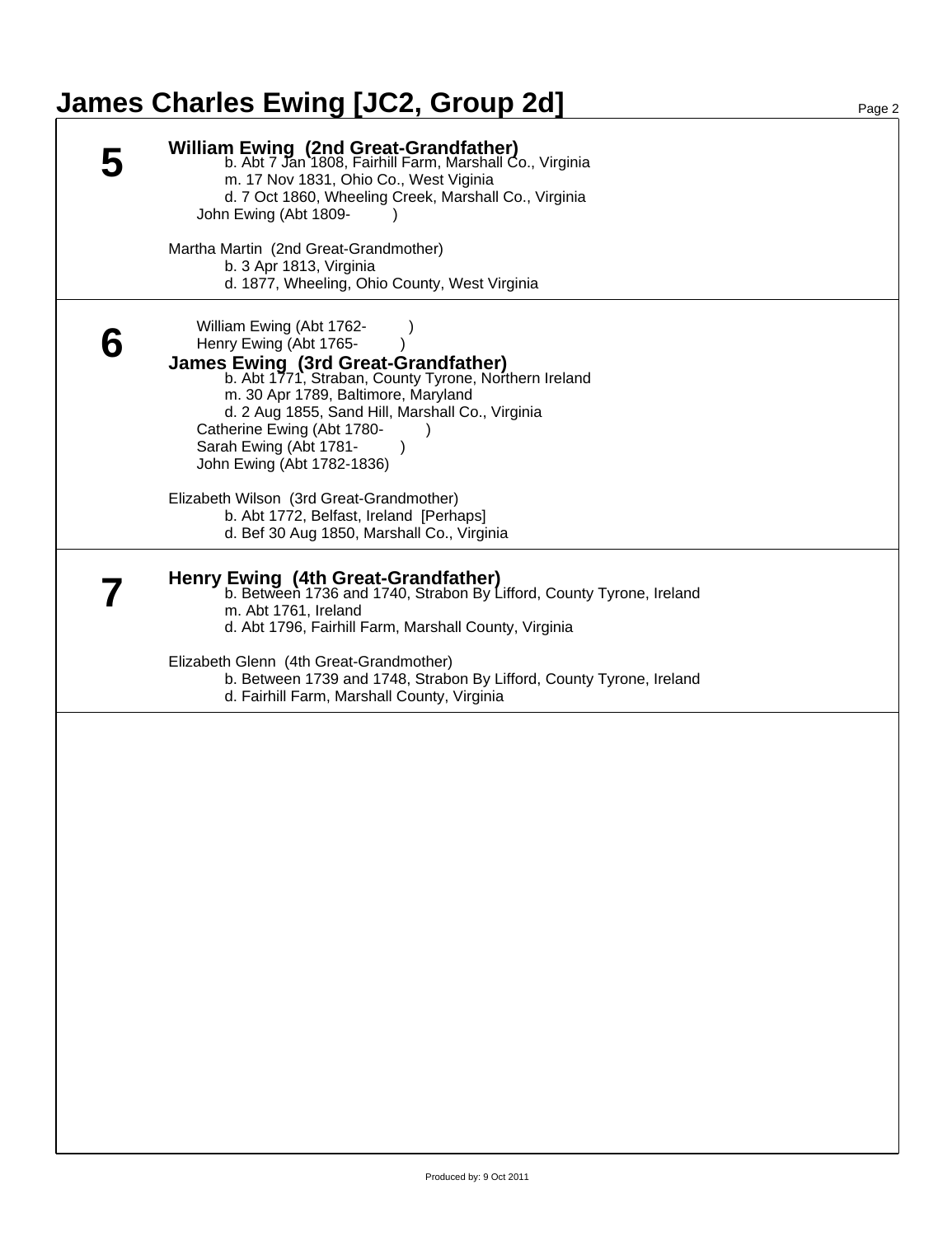# James Charles Ewing [JC2, Group 2d]

**5**

**William Ewing (2nd Great-Grandfather)**
b. Abt 7 Jan 1808, Fairhill Farm, Marshall Co., Virginia
m. 17 Nov 1831, Ohio Co., West Viginia
d. 7 Oct 1860, Wheeling Creek, Marshall Co., Virginia
John Ewing (Abt 1809- )

Martha Martin (2nd Great-Grandmother)
b. 3 Apr 1813, Virginia
d. 1877, Wheeling, Ohio County, West Virginia

---

**6**

William Ewing (Abt 1762- )
Henry Ewing (Abt 1765- )

**James Ewing (3rd Great-Grandfather)**
b. Abt 1771, Straban, County Tyrone, Northern Ireland
m. 30 Apr 1789, Baltimore, Maryland
d. 2 Aug 1855, Sand Hill, Marshall Co., Virginia
Catherine Ewing (Abt 1780- )
Sarah Ewing (Abt 1781- )
John Ewing (Abt 1782-1836)

Elizabeth Wilson (3rd Great-Grandmother)
b. Abt 1772, Belfast, Ireland [Perhaps]
d. Bef 30 Aug 1850, Marshall Co., Virginia

---

**7**

**Henry Ewing (4th Great-Grandfather)**
b. Between 1736 and 1740, Strabon By Lifford, County Tyrone, Ireland
m. Abt 1761, Ireland
d. Abt 1796, Fairhill Farm, Marshall County, Virginia

Elizabeth Glenn (4th Great-Grandmother)
b. Between 1739 and 1748, Strabon By Lifford, County Tyrone, Ireland
d. Fairhill Farm, Marshall County, Virginia

Produced by: 9 Oct 2011